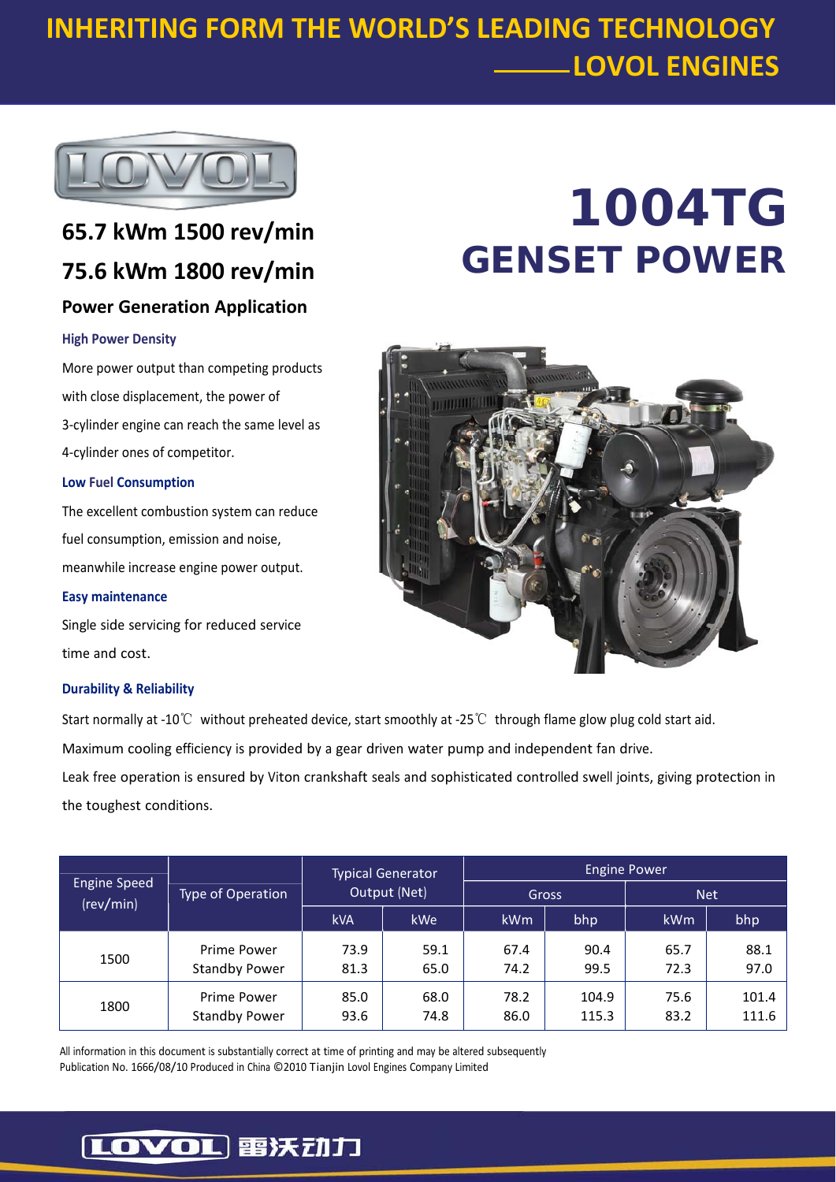# INHERITING FORM THE WORLD'S LEADING TECHNOLOGY ——LOVOL ENGINES

# 1004TG GENSET POWER

## 65.7 kWm 1500 rev/min

## 75.6 kWm 1800 rev/min

### Power Generation Application

**High Power Density**

More power output than competing products with close displacement, the power of 3-cylinder engine can reach the same level as 4-cylinder ones of competitor.

**Low Fuel Consumption**

The excellent combustion system can reduce fuel consumption, emission and noise, meanwhile increase engine power output.

**Easy maintenance**

Single side servicing for reduced service time and cost.

**Durability & Reliability**

Start normally at -10℃ without preheated device, start smoothly at -25℃ through flame glow plug cold start aid.

Maximum cooling efficiency is provided by a gear driven water pump and independent fan drive.

Leak free operation is ensured by Viton crankshaft seals and sophisticated controlled swell joints, giving protection in the toughest conditions.

| Engine Speed (rev/min) | Type of Operation | Typical Generator Output (Net) | | Engine Power | | | |
|---|---|---|---|---|---|---|---|
| | | | | Gross | | Net | |
| | | kVA | kWe | kWm | bhp | kWm | bhp |
| 1500 | Prime Power | 73.9 | 59.1 | 67.4 | 90.4 | 65.7 | 88.1 |
| | Standby Power | 81.3 | 65.0 | 74.2 | 99.5 | 72.3 | 97.0 |
| 1800 | Prime Power | 85.0 | 68.0 | 78.2 | 104.9 | 75.6 | 101.4 |
| | Standby Power | 93.6 | 74.8 | 86.0 | 115.3 | 83.2 | 111.6 |

All information in this document is substantially correct at time of printing and may be altered subsequently

Publication No. 1666/08/10 Produced in China ©2010 Tianjin Lovol Engines Company Limited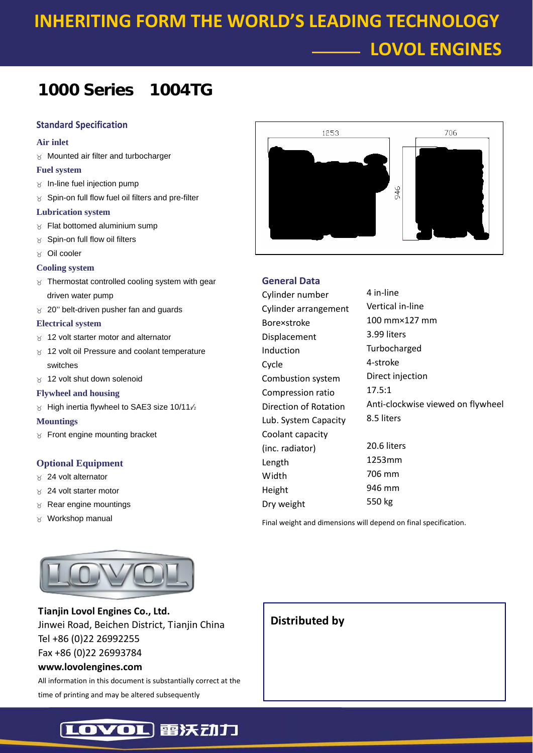# INHERITING FORM THE WORLD'S LEADING TECHNOLOGY

## —— LOVOL ENGINES

# 1000 Series 1004TG

## Standard Specification

### Air inlet

- Mounted air filter and turbocharger

### Fuel system

- In-line fuel injection pump
- Spin-on full flow fuel oil filters and pre-filter

### Lubrication system

- Flat bottomed aluminium sump
- Spin-on full flow oil filters
- Oil cooler

### Cooling system

- Thermostat controlled cooling system with gear driven water pump
- 20'' belt-driven pusher fan and guards

### Electrical system

- 12 volt starter motor and alternator
- 12 volt Pressure and coolant temperature switches
- 12 volt shut down solenoid

### Flywheel and housing

- High inertia flywheel to SAE3 size 10/11½

### Mountings

- Front engine mounting bracket

## Optional Equipment

- 24 volt alternator
- 24 volt starter motor
- Rear engine mountings
- Workshop manual

1253

706

946

## General Data

| | |
|---|---|
| Cylinder number | 4 in-line |
| Cylinder arrangement | Vertical in-line |
| Bore×stroke | 100 mm×127 mm |
| Displacement | 3.99 liters |
| Induction | Turbocharged |
| Cycle | 4-stroke |
| Combustion system | Direct injection |
| Compression ratio | 17.5:1 |
| Direction of Rotation | Anti-clockwise viewed on flywheel |
| Lub. System Capacity | 8.5 liters |
| Coolant capacity (inc. radiator) | 20.6 liters |
| Length | 1253mm |
| Width | 706 mm |
| Height | 946 mm |
| Dry weight | 550 kg |

Final weight and dimensions will depend on final specification.

**Tianjin Lovol Engines Co., Ltd.**
Jinwei Road, Beichen District, Tianjin China
Tel +86 (0)22 26992255
Fax +86 (0)22 26993784
**www.lovolengines.com**

All information in this document is substantially correct at the time of printing and may be altered subsequently

**Distributed by**

LOVOL 雷沃动力